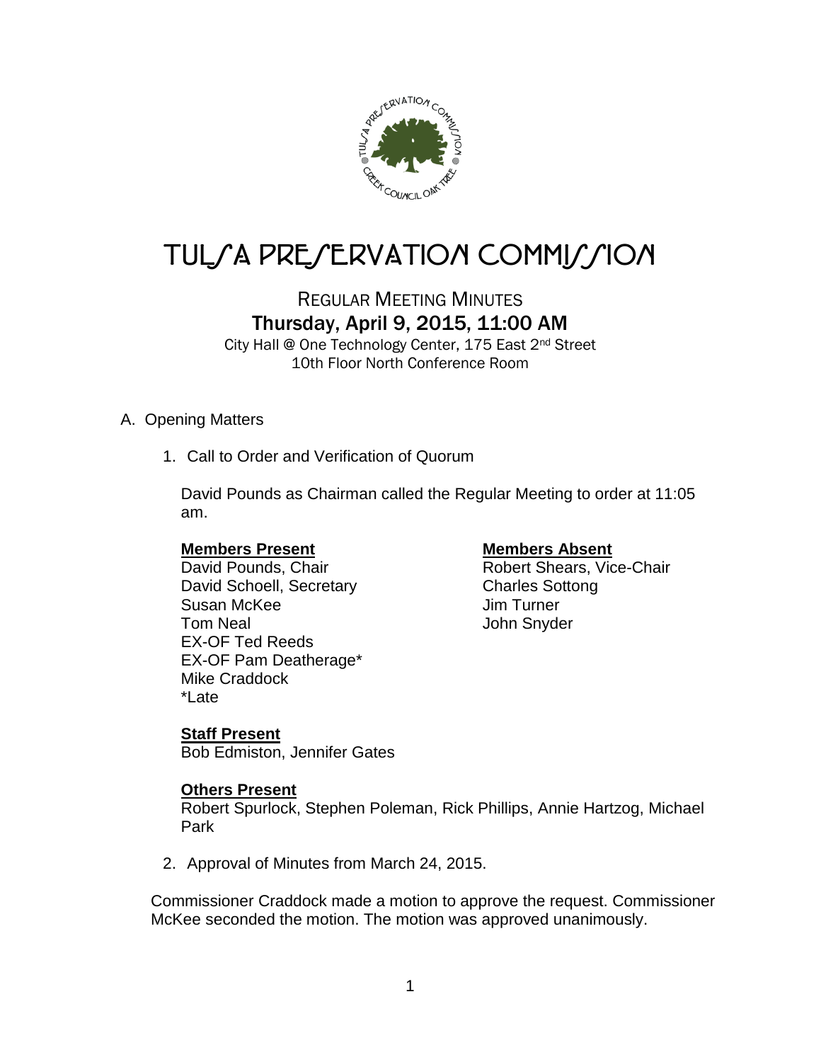# TULSA PRESERVATION COMMISSION

REGULAR MEETING MINUTES

## Thursday, April 9, 2015, 11:00 AM

City Hall @ One Technology Center, 175 East 2nd Street
10th Floor North Conference Room

A. Opening Matters

1. Call to Order and Verification of Quorum

   David Pounds as Chairman called the Regular Meeting to order at 11:05 am.

   **Members Present**
   David Pounds, Chair
   David Schoell, Secretary
   Susan McKee
   Tom Neal
   EX-OF Ted Reeds
   EX-OF Pam Deatherage*
   Mike Craddock
   *Late

   **Members Absent**
   Robert Shears, Vice-Chair
   Charles Sottong
   Jim Turner
   John Snyder

   **Staff Present**
   Bob Edmiston, Jennifer Gates

   **Others Present**
   Robert Spurlock, Stephen Poleman, Rick Phillips, Annie Hartzog, Michael Park

2. Approval of Minutes from March 24, 2015.

Commissioner Craddock made a motion to approve the request. Commissioner McKee seconded the motion. The motion was approved unanimously.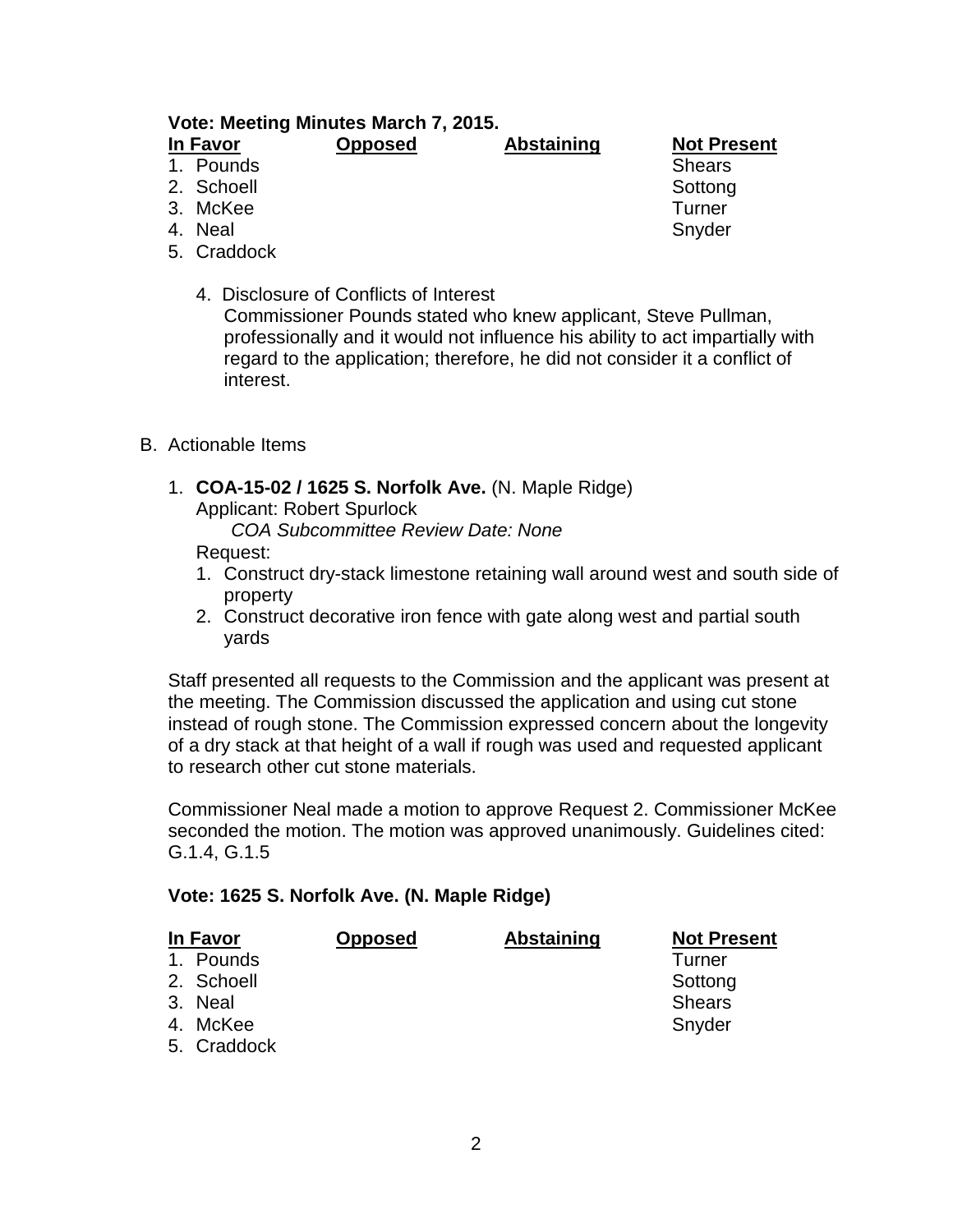**Vote: Meeting Minutes March 7, 2015.**

| In Favor | Opposed | Abstaining | Not Present |
|---|---|---|---|
| 1. Pounds | | | Shears |
| 2. Schoell | | | Sottong |
| 3. McKee | | | Turner |
| 4. Neal | | | Snyder |
| 5. Craddock | | | |

4. Disclosure of Conflicts of Interest
   Commissioner Pounds stated who knew applicant, Steve Pullman, professionally and it would not influence his ability to act impartially with regard to the application; therefore, he did not consider it a conflict of interest.

B. Actionable Items

1. **COA-15-02 / 1625 S. Norfolk Ave.** (N. Maple Ridge)
   Applicant: Robert Spurlock
   *COA Subcommittee Review Date: None*
   Request:
   1. Construct dry-stack limestone retaining wall around west and south side of property
   2. Construct decorative iron fence with gate along west and partial south yards

Staff presented all requests to the Commission and the applicant was present at the meeting. The Commission discussed the application and using cut stone instead of rough stone. The Commission expressed concern about the longevity of a dry stack at that height of a wall if rough was used and requested applicant to research other cut stone materials.

Commissioner Neal made a motion to approve Request 2. Commissioner McKee seconded the motion. The motion was approved unanimously. Guidelines cited: G.1.4, G.1.5

**Vote: 1625 S. Norfolk Ave. (N. Maple Ridge)**

| In Favor | Opposed | Abstaining | Not Present |
|---|---|---|---|
| 1. Pounds | | | Turner |
| 2. Schoell | | | Sottong |
| 3. Neal | | | Shears |
| 4. McKee | | | Snyder |
| 5. Craddock | | | |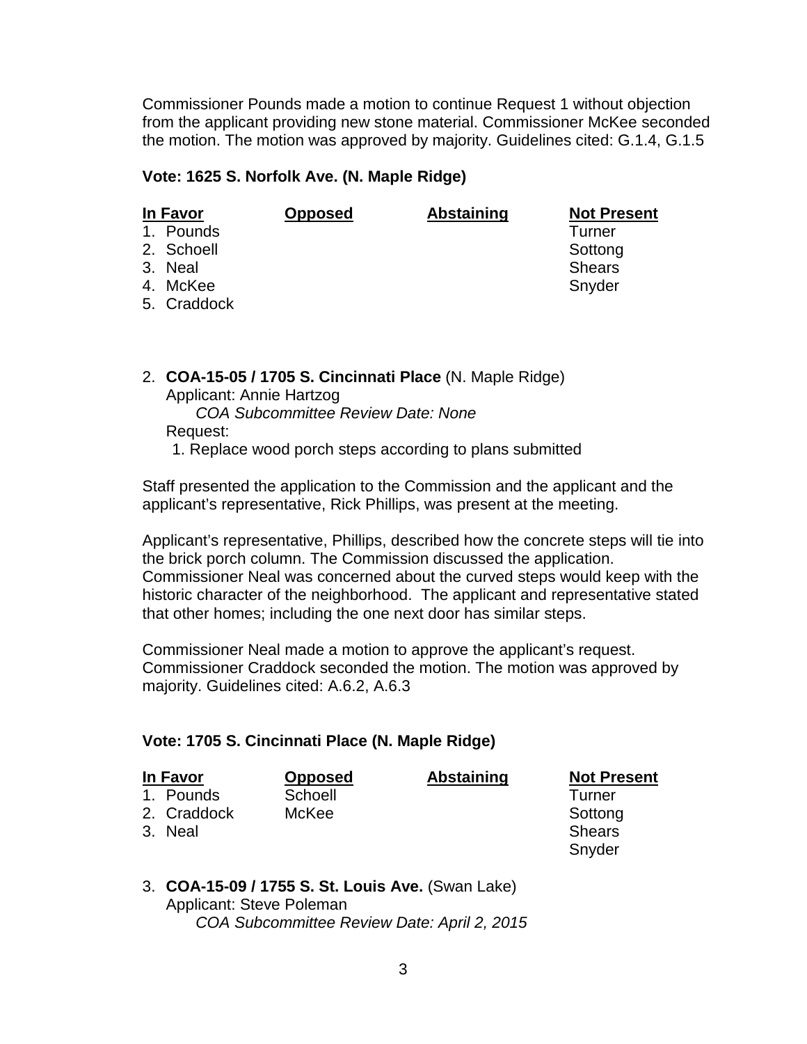Commissioner Pounds made a motion to continue Request 1 without objection from the applicant providing new stone material. Commissioner McKee seconded the motion. The motion was approved by majority. Guidelines cited: G.1.4, G.1.5

**Vote: 1625 S. Norfolk Ave. (N. Maple Ridge)**

| In Favor | Opposed | Abstaining | Not Present |
|---|---|---|---|
| 1. Pounds | | | Turner |
| 2. Schoell | | | Sottong |
| 3. Neal | | | Shears |
| 4. McKee | | | Snyder |
| 5. Craddock | | | |

2. **COA-15-05 / 1705 S. Cincinnati Place** (N. Maple Ridge)
   Applicant: Annie Hartzog
   *COA Subcommittee Review Date: None*
   Request:
   1. Replace wood porch steps according to plans submitted

Staff presented the application to the Commission and the applicant and the applicant's representative, Rick Phillips, was present at the meeting.

Applicant's representative, Phillips, described how the concrete steps will tie into the brick porch column. The Commission discussed the application. Commissioner Neal was concerned about the curved steps would keep with the historic character of the neighborhood. The applicant and representative stated that other homes; including the one next door has similar steps.

Commissioner Neal made a motion to approve the applicant's request. Commissioner Craddock seconded the motion. The motion was approved by majority. Guidelines cited: A.6.2, A.6.3

**Vote: 1705 S. Cincinnati Place (N. Maple Ridge)**

| In Favor | Opposed | Abstaining | Not Present |
|---|---|---|---|
| 1. Pounds | Schoell | | Turner |
| 2. Craddock | McKee | | Sottong |
| 3. Neal | | | Shears |
| | | | Snyder |

3. **COA-15-09 / 1755 S. St. Louis Ave.** (Swan Lake)
   Applicant: Steve Poleman
   *COA Subcommittee Review Date: April 2, 2015*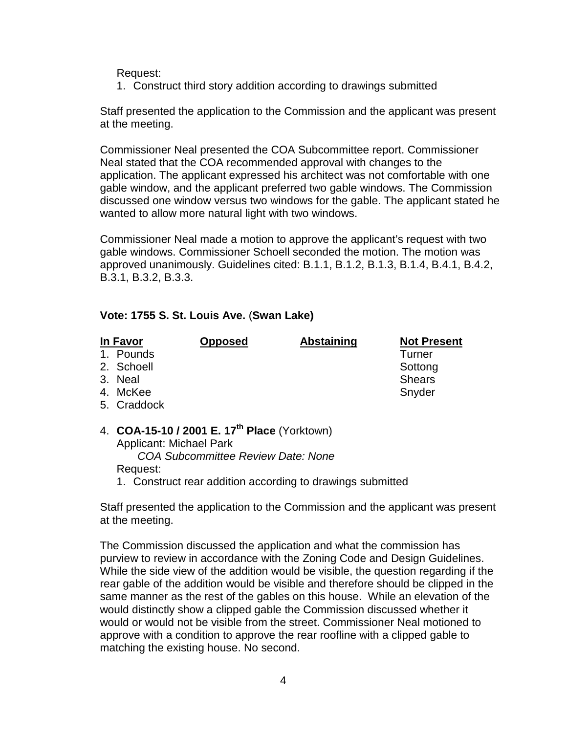Request:

1. Construct third story addition according to drawings submitted

Staff presented the application to the Commission and the applicant was present at the meeting.

Commissioner Neal presented the COA Subcommittee report. Commissioner Neal stated that the COA recommended approval with changes to the application. The applicant expressed his architect was not comfortable with one gable window, and the applicant preferred two gable windows. The Commission discussed one window versus two windows for the gable. The applicant stated he wanted to allow more natural light with two windows.

Commissioner Neal made a motion to approve the applicant's request with two gable windows. Commissioner Schoell seconded the motion. The motion was approved unanimously. Guidelines cited: B.1.1, B.1.2, B.1.3, B.1.4, B.4.1, B.4.2, B.3.1, B.3.2, B.3.3.

**Vote: 1755 S. St. Louis Ave.** (**Swan Lake)**

| In Favor | Opposed | Abstaining | Not Present |
|---|---|---|---|
| 1. Pounds | | | Turner |
| 2. Schoell | | | Sottong |
| 3. Neal | | | Shears |
| 4. McKee | | | Snyder |
| 5. Craddock | | | |

4. **COA-15-10 / 2001 E. 17th Place** (Yorktown)
   Applicant: Michael Park
   *COA Subcommittee Review Date: None*
   Request:
   1. Construct rear addition according to drawings submitted

Staff presented the application to the Commission and the applicant was present at the meeting.

The Commission discussed the application and what the commission has purview to review in accordance with the Zoning Code and Design Guidelines. While the side view of the addition would be visible, the question regarding if the rear gable of the addition would be visible and therefore should be clipped in the same manner as the rest of the gables on this house. While an elevation of the would distinctly show a clipped gable the Commission discussed whether it would or would not be visible from the street. Commissioner Neal motioned to approve with a condition to approve the rear roofline with a clipped gable to matching the existing house. No second.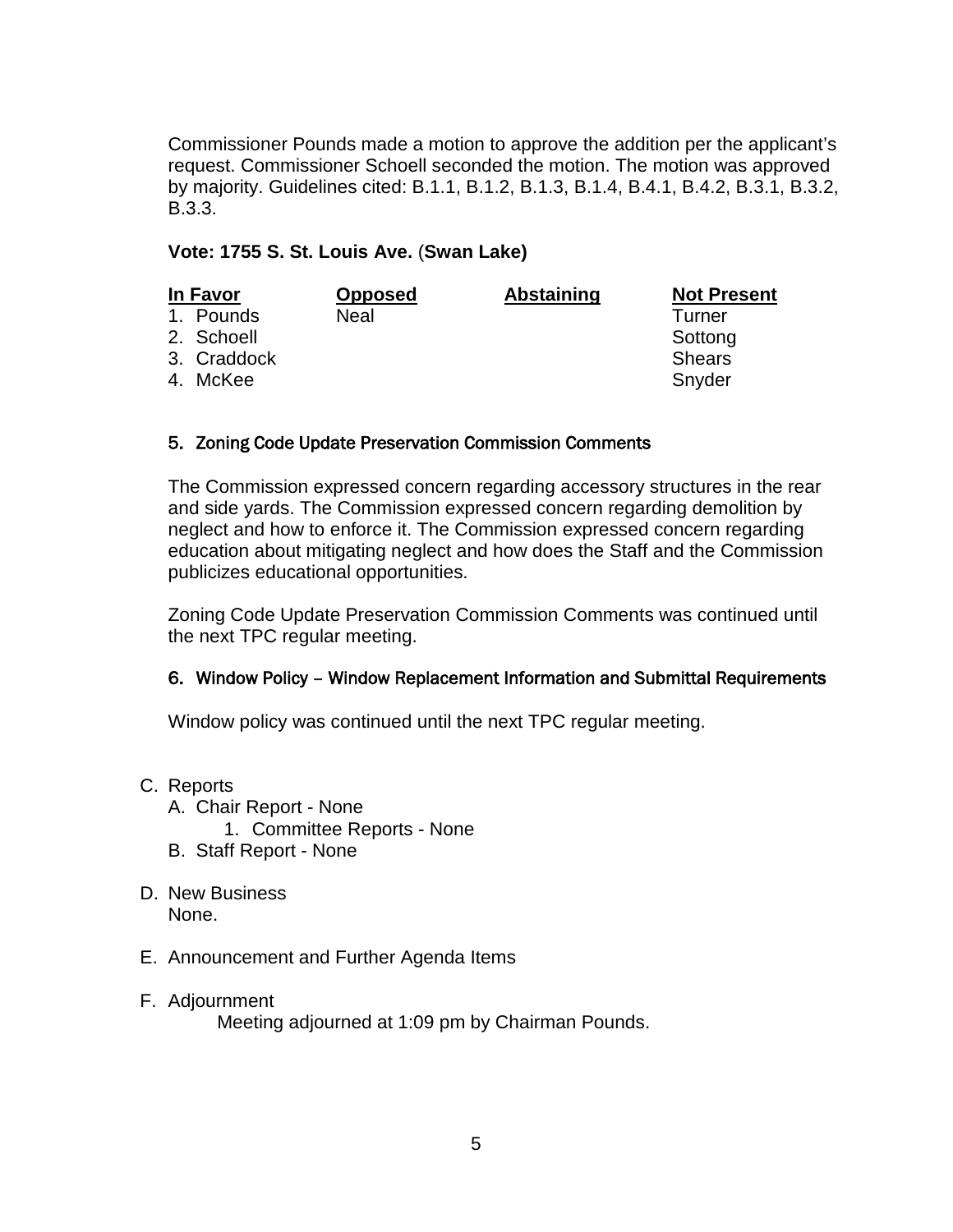Commissioner Pounds made a motion to approve the addition per the applicant's request. Commissioner Schoell seconded the motion. The motion was approved by majority. Guidelines cited: B.1.1, B.1.2, B.1.3, B.1.4, B.4.1, B.4.2, B.3.1, B.3.2, B.3.3.

**Vote: 1755 S. St. Louis Ave.** (**Swan Lake)**

| In Favor | Opposed | Abstaining | Not Present |
|---|---|---|---|
| 1. Pounds | Neal | | Turner |
| 2. Schoell | | | Sottong |
| 3. Craddock | | | Shears |
| 4. McKee | | | Snyder |

5. Zoning Code Update Preservation Commission Comments

The Commission expressed concern regarding accessory structures in the rear and side yards. The Commission expressed concern regarding demolition by neglect and how to enforce it. The Commission expressed concern regarding education about mitigating neglect and how does the Staff and the Commission publicizes educational opportunities.

Zoning Code Update Preservation Commission Comments was continued until the next TPC regular meeting.

6. Window Policy – Window Replacement Information and Submittal Requirements

Window policy was continued until the next TPC regular meeting.

C. Reports
   A. Chair Report - None
      1. Committee Reports - None
   B. Staff Report - None

D. New Business
   None.

E. Announcement and Further Agenda Items

F. Adjournment
   Meeting adjourned at 1:09 pm by Chairman Pounds.